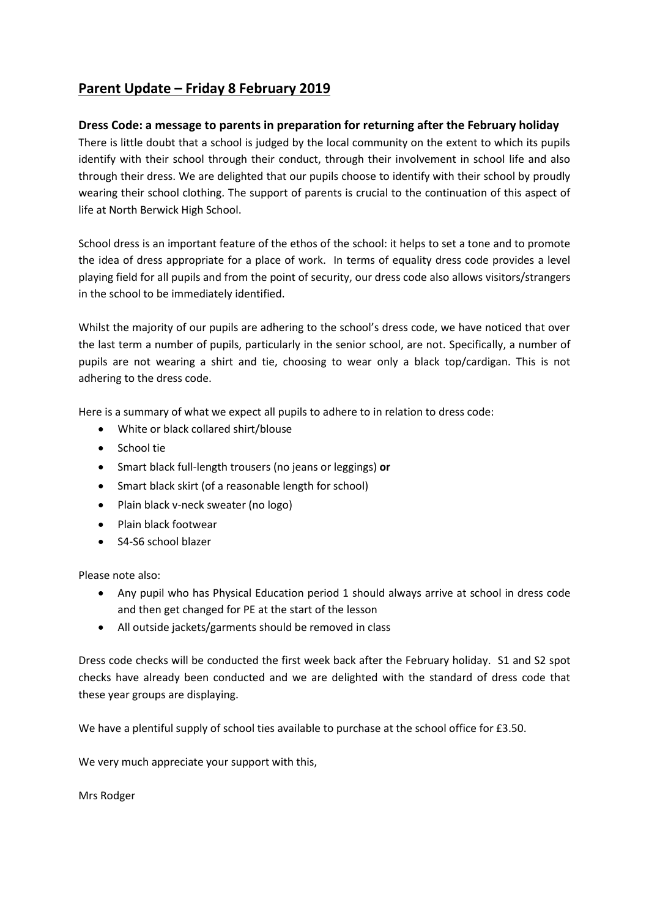# Parent Update – Friday 8 February 2019

### Dress Code: a message to parents in preparation for returning after the February holiday

There is little doubt that a school is judged by the local community on the extent to which its pupils identify with their school through their conduct, through their involvement in school life and also through their dress. We are delighted that our pupils choose to identify with their school by proudly wearing their school clothing. The support of parents is crucial to the continuation of this aspect of life at North Berwick High School.

School dress is an important feature of the ethos of the school: it helps to set a tone and to promote the idea of dress appropriate for a place of work. In terms of equality dress code provides a level playing field for all pupils and from the point of security, our dress code also allows visitors/strangers in the school to be immediately identified.

Whilst the majority of our pupils are adhering to the school's dress code, we have noticed that over the last term a number of pupils, particularly in the senior school, are not. Specifically, a number of pupils are not wearing a shirt and tie, choosing to wear only a black top/cardigan. This is not adhering to the dress code.

Here is a summary of what we expect all pupils to adhere to in relation to dress code:

- White or black collared shirt/blouse
- School tie
- Smart black full-length trousers (no jeans or leggings) **or**
- Smart black skirt (of a reasonable length for school)
- Plain black v-neck sweater (no logo)
- Plain black footwear
- S4-S6 school blazer

Please note also:

- Any pupil who has Physical Education period 1 should always arrive at school in dress code and then get changed for PE at the start of the lesson
- All outside jackets/garments should be removed in class

Dress code checks will be conducted the first week back after the February holiday. S1 and S2 spot checks have already been conducted and we are delighted with the standard of dress code that these year groups are displaying.

We have a plentiful supply of school ties available to purchase at the school office for £3.50.

We very much appreciate your support with this,

Mrs Rodger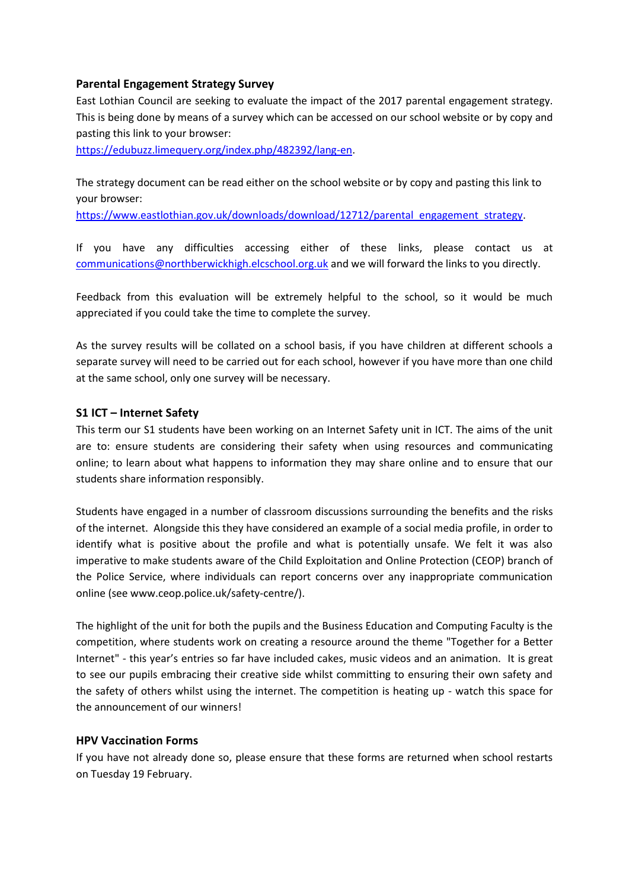## Parental Engagement Strategy Survey

East Lothian Council are seeking to evaluate the impact of the 2017 parental engagement strategy. This is being done by means of a survey which can be accessed on our school website or by copy and pasting this link to your browser:
https://edubuzz.limequery.org/index.php/482392/lang-en.

The strategy document can be read either on the school website or by copy and pasting this link to your browser:
https://www.eastlothian.gov.uk/downloads/download/12712/parental_engagement_strategy.

If you have any difficulties accessing either of these links, please contact us at communications@northberwickhigh.elcschool.org.uk and we will forward the links to you directly.

Feedback from this evaluation will be extremely helpful to the school, so it would be much appreciated if you could take the time to complete the survey.

As the survey results will be collated on a school basis, if you have children at different schools a separate survey will need to be carried out for each school, however if you have more than one child at the same school, only one survey will be necessary.

## S1 ICT – Internet Safety

This term our S1 students have been working on an Internet Safety unit in ICT. The aims of the unit are to: ensure students are considering their safety when using resources and communicating online; to learn about what happens to information they may share online and to ensure that our students share information responsibly.

Students have engaged in a number of classroom discussions surrounding the benefits and the risks of the internet. Alongside this they have considered an example of a social media profile, in order to identify what is positive about the profile and what is potentially unsafe. We felt it was also imperative to make students aware of the Child Exploitation and Online Protection (CEOP) branch of the Police Service, where individuals can report concerns over any inappropriate communication online (see www.ceop.police.uk/safety-centre/).

The highlight of the unit for both the pupils and the Business Education and Computing Faculty is the competition, where students work on creating a resource around the theme "Together for a Better Internet" - this year's entries so far have included cakes, music videos and an animation. It is great to see our pupils embracing their creative side whilst committing to ensuring their own safety and the safety of others whilst using the internet. The competition is heating up - watch this space for the announcement of our winners!

## HPV Vaccination Forms

If you have not already done so, please ensure that these forms are returned when school restarts on Tuesday 19 February.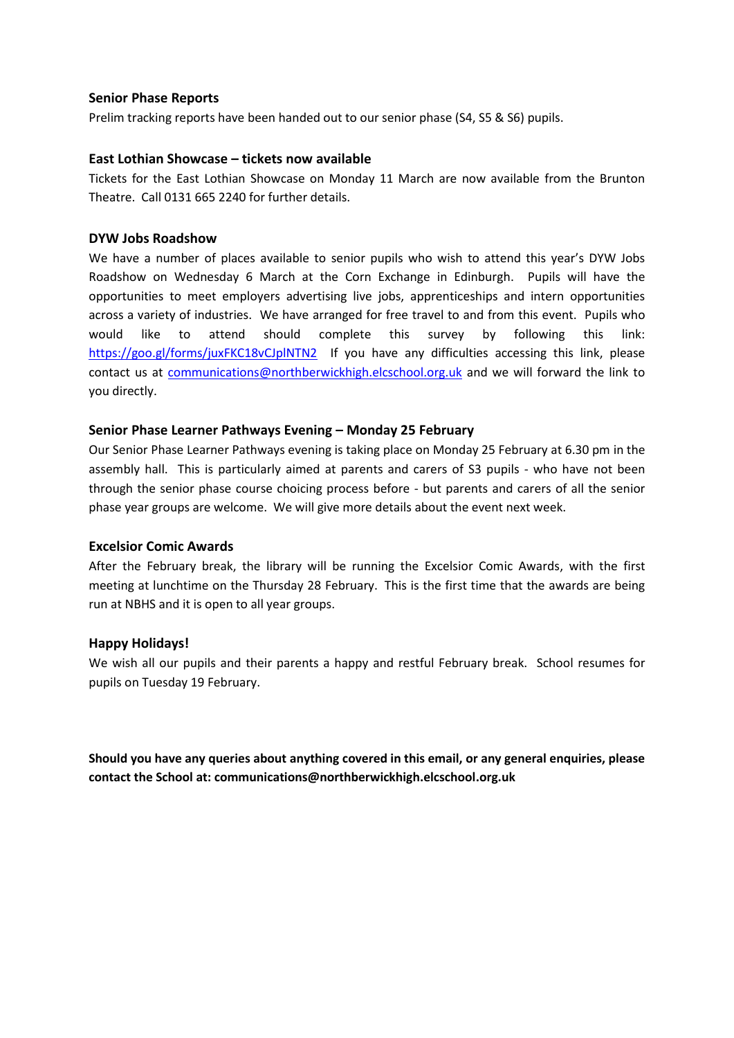### Senior Phase Reports

Prelim tracking reports have been handed out to our senior phase (S4, S5 & S6) pupils.

### East Lothian Showcase – tickets now available

Tickets for the East Lothian Showcase on Monday 11 March are now available from the Brunton Theatre. Call 0131 665 2240 for further details.

### DYW Jobs Roadshow

We have a number of places available to senior pupils who wish to attend this year's DYW Jobs Roadshow on Wednesday 6 March at the Corn Exchange in Edinburgh. Pupils will have the opportunities to meet employers advertising live jobs, apprenticeships and intern opportunities across a variety of industries. We have arranged for free travel to and from this event. Pupils who would like to attend should complete this survey by following this link: https://goo.gl/forms/juxFKC18vCJplNTN2 If you have any difficulties accessing this link, please contact us at communications@northberwickhigh.elcschool.org.uk and we will forward the link to you directly.

### Senior Phase Learner Pathways Evening – Monday 25 February

Our Senior Phase Learner Pathways evening is taking place on Monday 25 February at 6.30 pm in the assembly hall. This is particularly aimed at parents and carers of S3 pupils - who have not been through the senior phase course choicing process before - but parents and carers of all the senior phase year groups are welcome. We will give more details about the event next week.

### Excelsior Comic Awards

After the February break, the library will be running the Excelsior Comic Awards, with the first meeting at lunchtime on the Thursday 28 February. This is the first time that the awards are being run at NBHS and it is open to all year groups.

### Happy Holidays!

We wish all our pupils and their parents a happy and restful February break. School resumes for pupils on Tuesday 19 February.

**Should you have any queries about anything covered in this email, or any general enquiries, please contact the School at: communications@northberwickhigh.elcschool.org.uk**